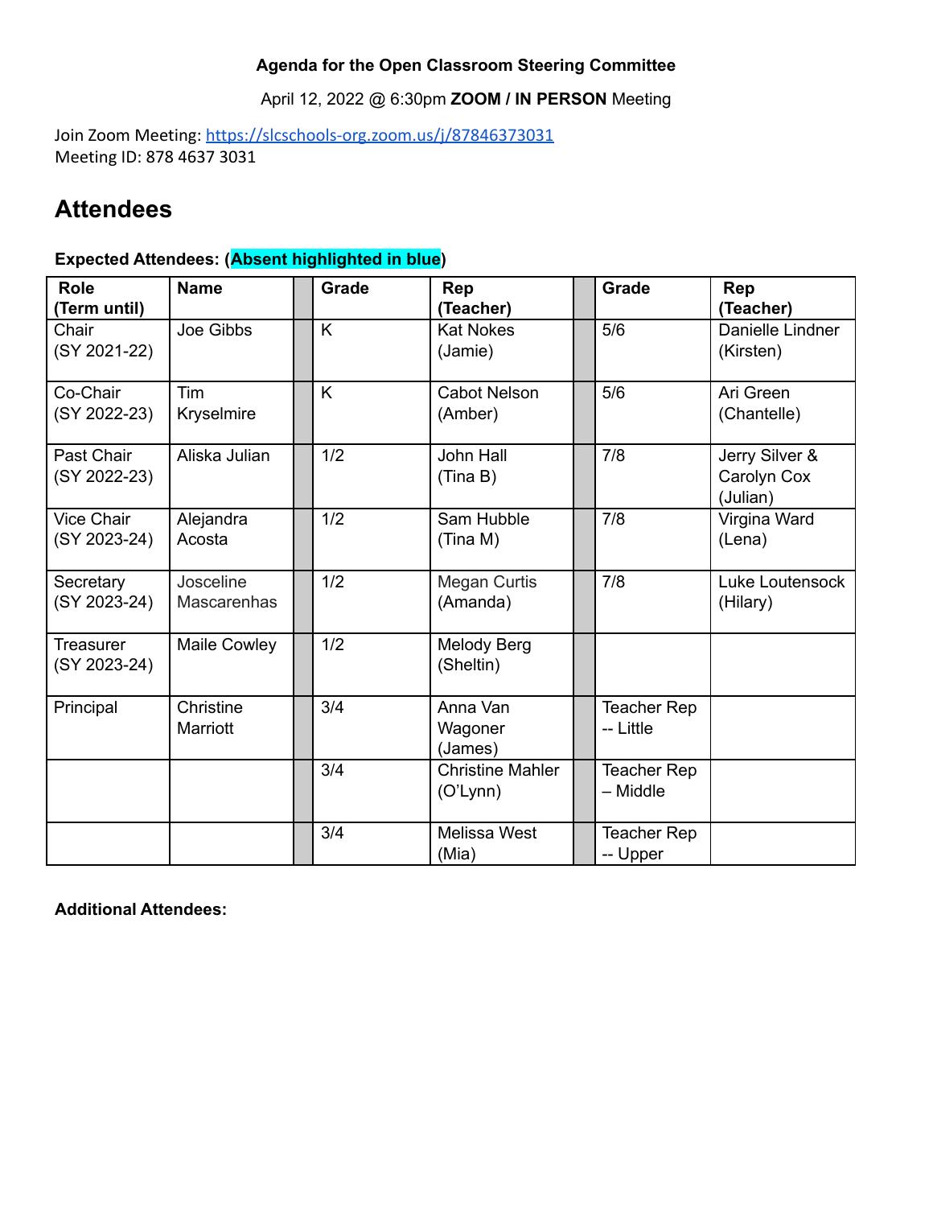**Agenda for the Open Classroom Steering Committee**

April 12, 2022 @ 6:30pm **ZOOM / IN PERSON** Meeting

Join Zoom Meeting: https://slcschools-org.zoom.us/j/87846373031
Meeting ID: 878 4637 3031

# Attendees

**Expected Attendees: (Absent highlighted in blue)**

| Role (Term until) | Name | | Grade | Rep (Teacher) | | Grade | Rep (Teacher) |
|---|---|---|---|---|---|---|---|
| Chair (SY 2021-22) | Joe Gibbs | | K | Kat Nokes (Jamie) | | 5/6 | Danielle Lindner (Kirsten) |
| Co-Chair (SY 2022-23) | Tim Kryselmire | | K | Cabot Nelson (Amber) | | 5/6 | Ari Green (Chantelle) |
| Past Chair (SY 2022-23) | Aliska Julian | | 1/2 | John Hall (Tina B) | | 7/8 | Jerry Silver & Carolyn Cox (Julian) |
| Vice Chair (SY 2023-24) | Alejandra Acosta | | 1/2 | Sam Hubble (Tina M) | | 7/8 | Virgina Ward (Lena) |
| Secretary (SY 2023-24) | Josceline Mascarenhas | | 1/2 | Megan Curtis (Amanda) | | 7/8 | Luke Loutensock (Hilary) |
| Treasurer (SY 2023-24) | Maile Cowley | | 1/2 | Melody Berg (Sheltin) | | | |
| Principal | Christine Marriott | | 3/4 | Anna Van Wagoner (James) | | Teacher Rep -- Little | |
| | | | 3/4 | Christine Mahler (O'Lynn) | | Teacher Rep – Middle | |
| | | | 3/4 | Melissa West (Mia) | | Teacher Rep -- Upper | |

**Additional Attendees:**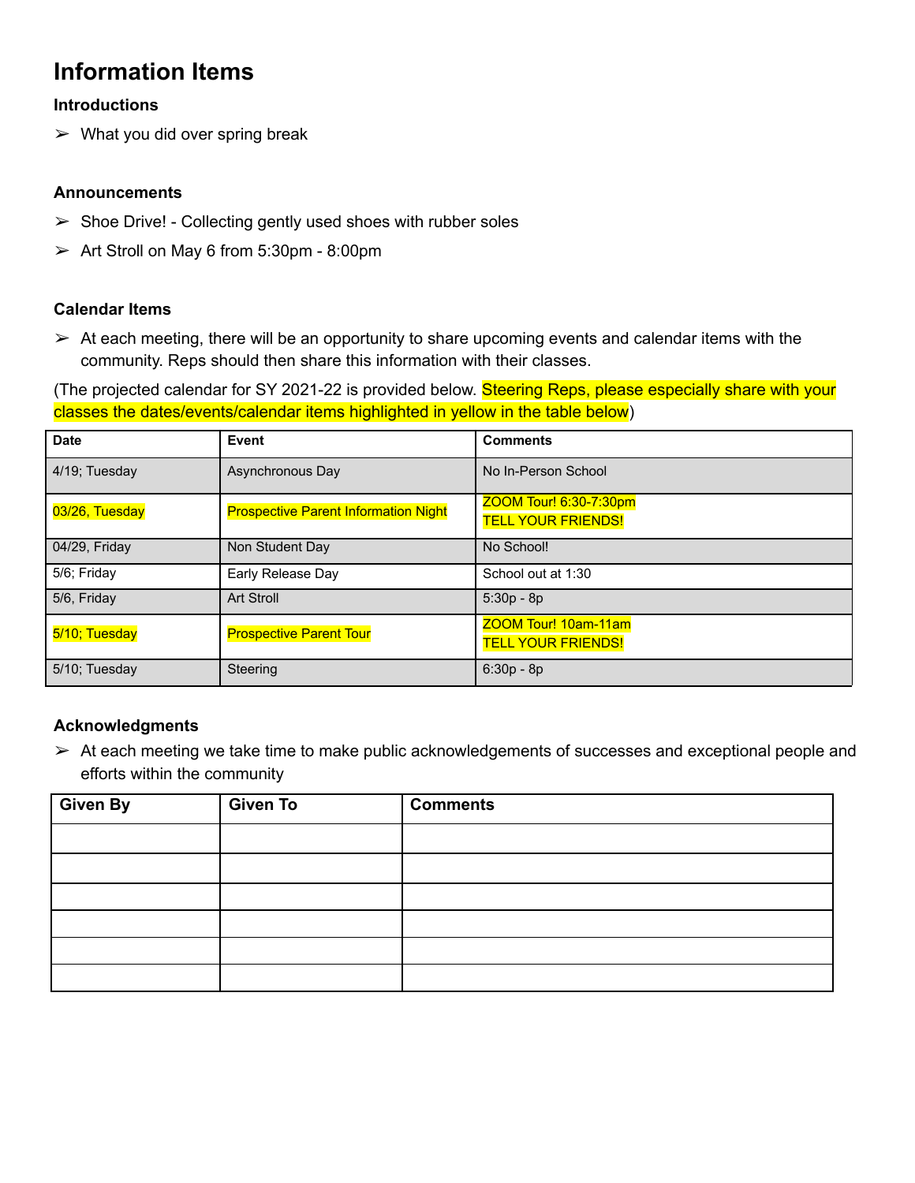# Information Items

### Introductions

➢ What you did over spring break

### Announcements

➢ Shoe Drive! - Collecting gently used shoes with rubber soles

➢ Art Stroll on May 6 from 5:30pm - 8:00pm

### Calendar Items

➢ At each meeting, there will be an opportunity to share upcoming events and calendar items with the community. Reps should then share this information with their classes.

(The projected calendar for SY 2021-22 is provided below. Steering Reps, please especially share with your classes the dates/events/calendar items highlighted in yellow in the table below)

| Date | Event | Comments |
|---|---|---|
| 4/19; Tuesday | Asynchronous Day | No In-Person School |
| 03/26, Tuesday | Prospective Parent Information Night | ZOOM Tour! 6:30-7:30pm<br>TELL YOUR FRIENDS! |
| 04/29, Friday | Non Student Day | No School! |
| 5/6; Friday | Early Release Day | School out at 1:30 |
| 5/6, Friday | Art Stroll | 5:30p - 8p |
| 5/10; Tuesday | Prospective Parent Tour | ZOOM Tour! 10am-11am<br>TELL YOUR FRIENDS! |
| 5/10; Tuesday | Steering | 6:30p - 8p |

### Acknowledgments

➢ At each meeting we take time to make public acknowledgements of successes and exceptional people and efforts within the community

| Given By | Given To | Comments |
|---|---|---|
| | | |
| | | |
| | | |
| | | |
| | | |
| | | |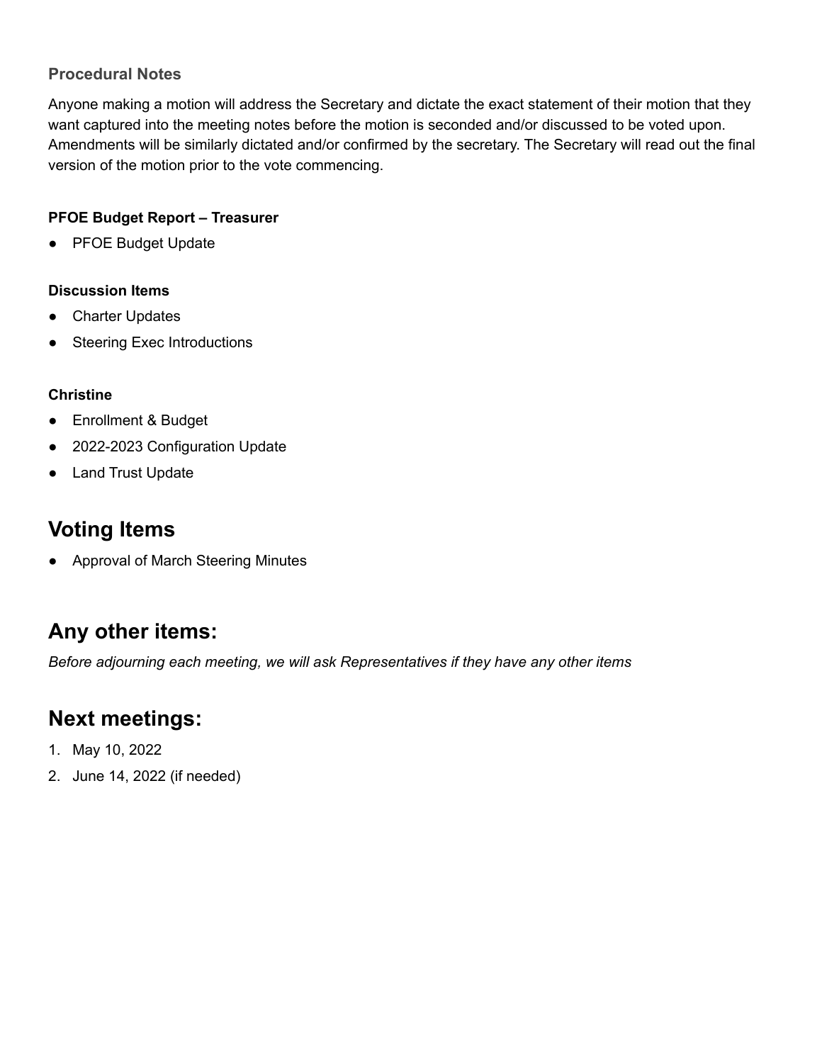### Procedural Notes

Anyone making a motion will address the Secretary and dictate the exact statement of their motion that they want captured into the meeting notes before the motion is seconded and/or discussed to be voted upon. Amendments will be similarly dictated and/or confirmed by the secretary. The Secretary will read out the final version of the motion prior to the vote commencing.

**PFOE Budget Report – Treasurer**

- PFOE Budget Update

**Discussion Items**

- Charter Updates
- Steering Exec Introductions

**Christine**

- Enrollment & Budget
- 2022-2023 Configuration Update
- Land Trust Update

## Voting Items

- Approval of March Steering Minutes

## Any other items:

*Before adjourning each meeting, we will ask Representatives if they have any other items*

## Next meetings:

1. May 10, 2022
2. June 14, 2022 (if needed)